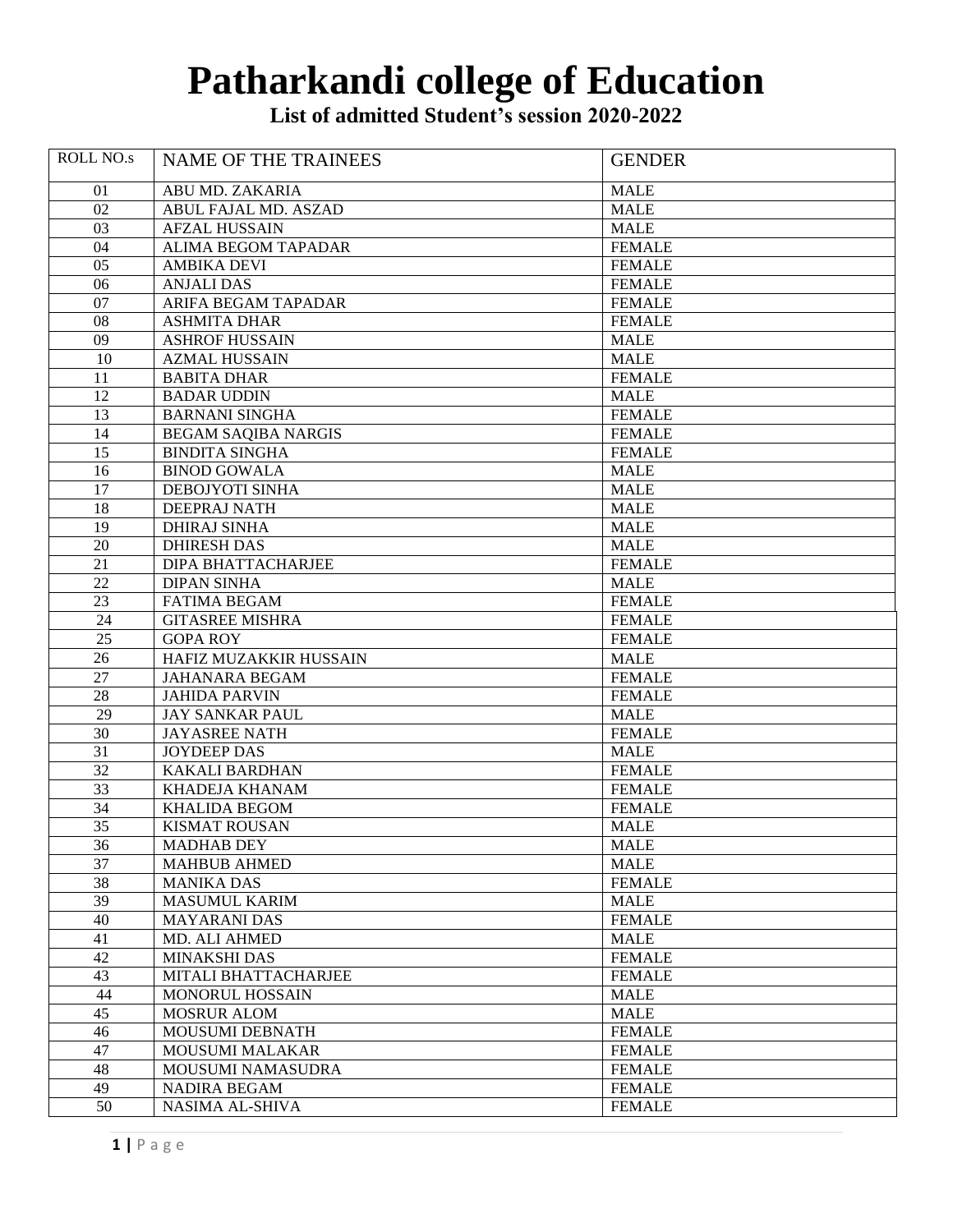# Patharkandi college of Education

## List of admitted Student's session 2020-2022

| ROLL NO.s | NAME OF THE TRAINEES | GENDER |
|---|---|---|
| 01 | ABU MD. ZAKARIA | MALE |
| 02 | ABUL FAJAL MD. ASZAD | MALE |
| 03 | AFZAL HUSSAIN | MALE |
| 04 | ALIMA BEGOM TAPADAR | FEMALE |
| 05 | AMBIKA DEVI | FEMALE |
| 06 | ANJALI DAS | FEMALE |
| 07 | ARIFA BEGAM TAPADAR | FEMALE |
| 08 | ASHMITA DHAR | FEMALE |
| 09 | ASHROF HUSSAIN | MALE |
| 10 | AZMAL HUSSAIN | MALE |
| 11 | BABITA DHAR | FEMALE |
| 12 | BADAR UDDIN | MALE |
| 13 | BARNANI SINGHA | FEMALE |
| 14 | BEGAM SAQIBA NARGIS | FEMALE |
| 15 | BINDITA SINGHA | FEMALE |
| 16 | BINOD GOWALA | MALE |
| 17 | DEBOJYOTI SINHA | MALE |
| 18 | DEEPRAJ NATH | MALE |
| 19 | DHIRAJ SINHA | MALE |
| 20 | DHIRESH DAS | MALE |
| 21 | DIPA BHATTACHARJEE | FEMALE |
| 22 | DIPAN SINHA | MALE |
| 23 | FATIMA BEGAM | FEMALE |
| 24 | GITASREE MISHRA | FEMALE |
| 25 | GOPA ROY | FEMALE |
| 26 | HAFIZ MUZAKKIR HUSSAIN | MALE |
| 27 | JAHANARA BEGAM | FEMALE |
| 28 | JAHIDA PARVIN | FEMALE |
| 29 | JAY SANKAR PAUL | MALE |
| 30 | JAYASREE NATH | FEMALE |
| 31 | JOYDEEP DAS | MALE |
| 32 | KAKALI BARDHAN | FEMALE |
| 33 | KHADEJA KHANAM | FEMALE |
| 34 | KHALIDA BEGOM | FEMALE |
| 35 | KISMAT ROUSAN | MALE |
| 36 | MADHAB DEY | MALE |
| 37 | MAHBUB AHMED | MALE |
| 38 | MANIKA DAS | FEMALE |
| 39 | MASUMUL KARIM | MALE |
| 40 | MAYARANI DAS | FEMALE |
| 41 | MD. ALI AHMED | MALE |
| 42 | MINAKSHI DAS | FEMALE |
| 43 | MITALI BHATTACHARJEE | FEMALE |
| 44 | MONORUL HOSSAIN | MALE |
| 45 | MOSRUR ALOM | MALE |
| 46 | MOUSUMI DEBNATH | FEMALE |
| 47 | MOUSUMI MALAKAR | FEMALE |
| 48 | MOUSUMI NAMASUDRA | FEMALE |
| 49 | NADIRA BEGAM | FEMALE |
| 50 | NASIMA AL-SHIVA | FEMALE |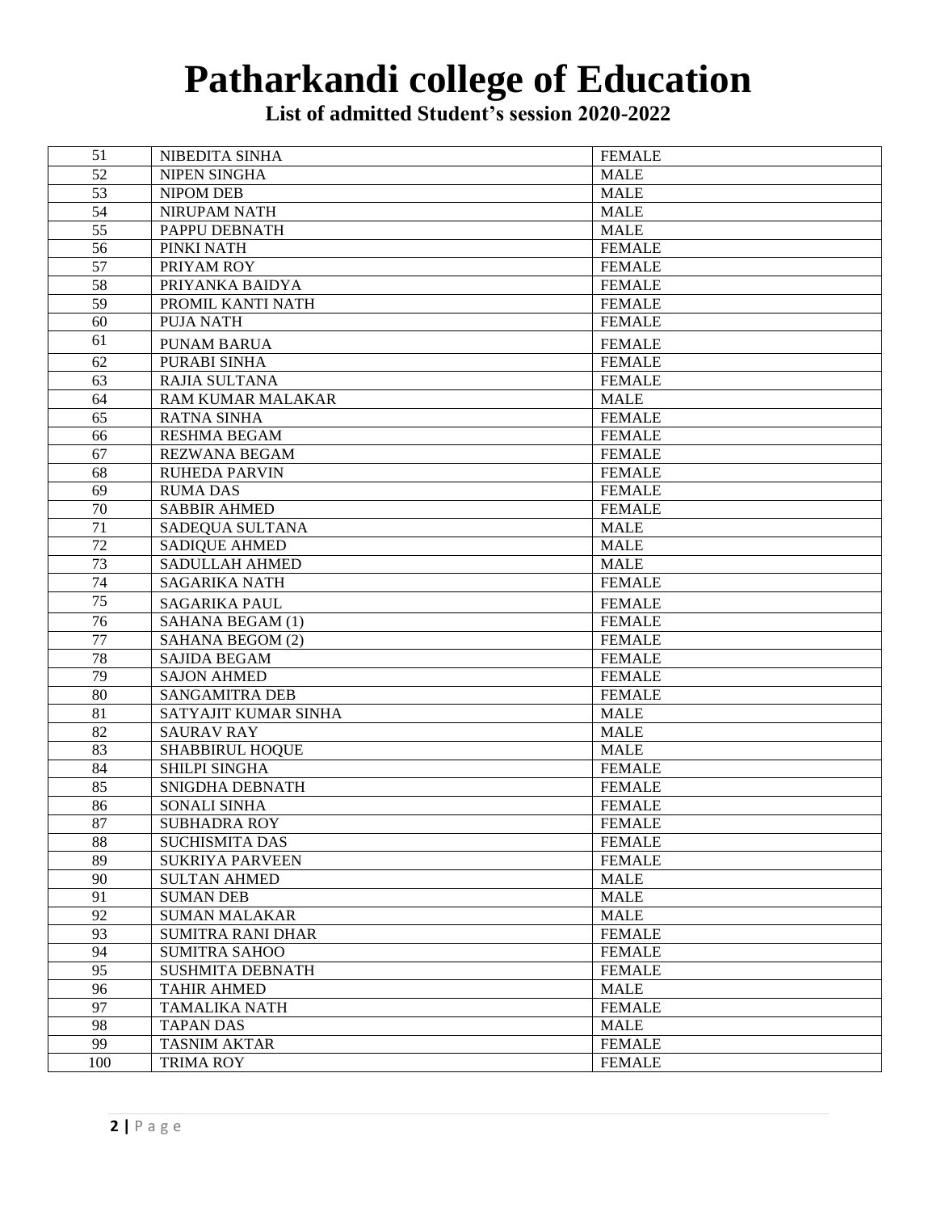# Patharkandi college of Education

**List of admitted Student's session 2020-2022**

| | | |
|---|---|---|
| 51 | NIBEDITA SINHA | FEMALE |
| 52 | NIPEN SINGHA | MALE |
| 53 | NIPOM DEB | MALE |
| 54 | NIRUPAM NATH | MALE |
| 55 | PAPPU DEBNATH | MALE |
| 56 | PINKI NATH | FEMALE |
| 57 | PRIYAM ROY | FEMALE |
| 58 | PRIYANKA BAIDYA | FEMALE |
| 59 | PROMIL KANTI NATH | FEMALE |
| 60 | PUJA NATH | FEMALE |
| 61 | PUNAM BARUA | FEMALE |
| 62 | PURABI SINHA | FEMALE |
| 63 | RAJIA SULTANA | FEMALE |
| 64 | RAM KUMAR MALAKAR | MALE |
| 65 | RATNA SINHA | FEMALE |
| 66 | RESHMA BEGAM | FEMALE |
| 67 | REZWANA BEGAM | FEMALE |
| 68 | RUHEDA PARVIN | FEMALE |
| 69 | RUMA DAS | FEMALE |
| 70 | SABBIR AHMED | FEMALE |
| 71 | SADEQUA SULTANA | MALE |
| 72 | SADIQUE AHMED | MALE |
| 73 | SADULLAH AHMED | MALE |
| 74 | SAGARIKA NATH | FEMALE |
| 75 | SAGARIKA PAUL | FEMALE |
| 76 | SAHANA BEGAM (1) | FEMALE |
| 77 | SAHANA BEGOM (2) | FEMALE |
| 78 | SAJIDA BEGAM | FEMALE |
| 79 | SAJON AHMED | FEMALE |
| 80 | SANGAMITRA DEB | FEMALE |
| 81 | SATYAJIT KUMAR SINHA | MALE |
| 82 | SAURAV RAY | MALE |
| 83 | SHABBIRUL HOQUE | MALE |
| 84 | SHILPI SINGHA | FEMALE |
| 85 | SNIGDHA DEBNATH | FEMALE |
| 86 | SONALI SINHA | FEMALE |
| 87 | SUBHADRA ROY | FEMALE |
| 88 | SUCHISMITA DAS | FEMALE |
| 89 | SUKRIYA PARVEEN | FEMALE |
| 90 | SULTAN AHMED | MALE |
| 91 | SUMAN DEB | MALE |
| 92 | SUMAN MALAKAR | MALE |
| 93 | SUMITRA RANI DHAR | FEMALE |
| 94 | SUMITRA SAHOO | FEMALE |
| 95 | SUSHMITA DEBNATH | FEMALE |
| 96 | TAHIR AHMED | MALE |
| 97 | TAMALIKA NATH | FEMALE |
| 98 | TAPAN DAS | MALE |
| 99 | TASNIM AKTAR | FEMALE |
| 100 | TRIMA ROY | FEMALE |